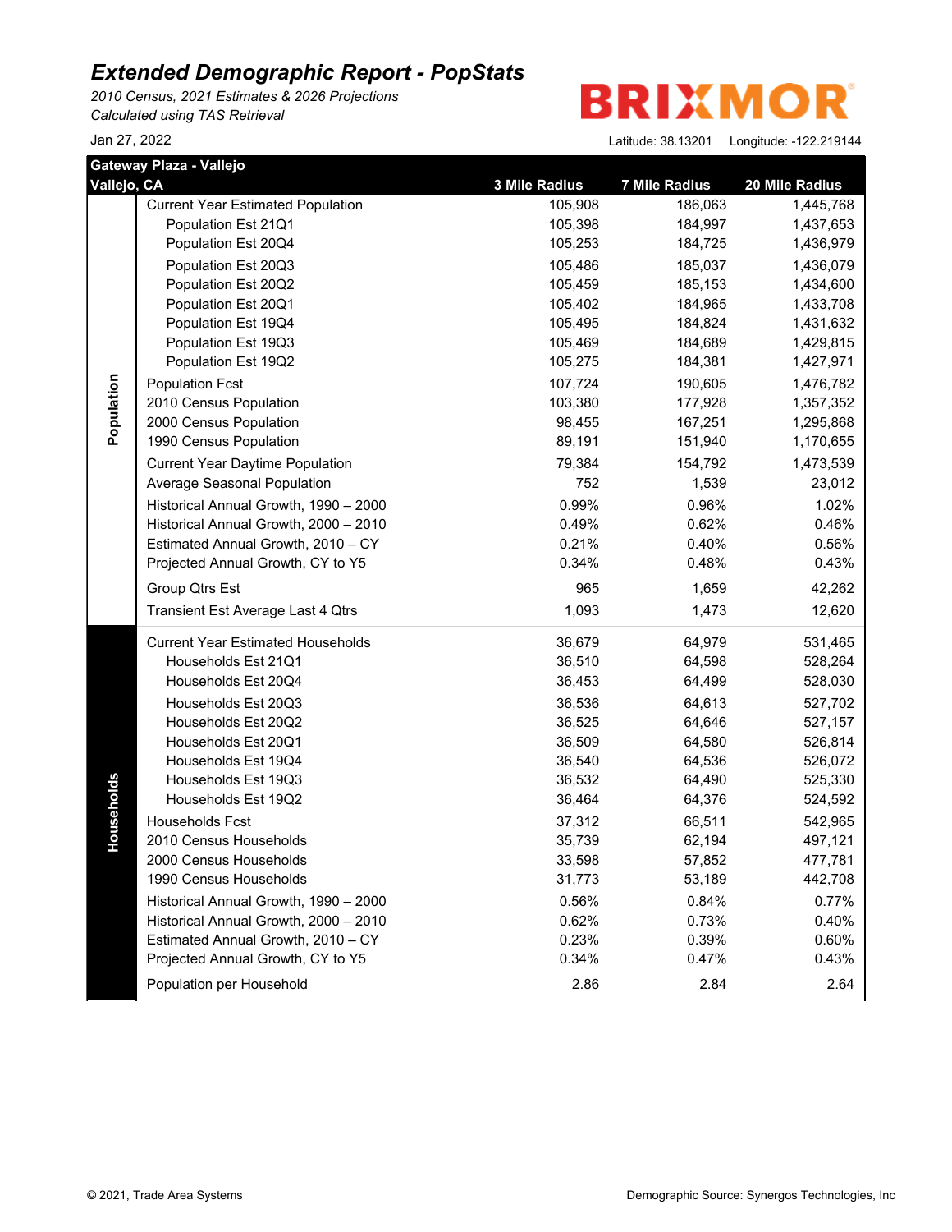# Extended Demographic Report - PopStats

*2010 Census, 2021 Estimates & 2026 Projections*
*Calculated using TAS Retrieval*

Jan 27, 2022

BRIXMOR

Latitude: 38.13201 Longitude: -122.219144

**Gateway Plaza - Vallejo**
**Vallejo, CA**

| Section | | 3 Mile Radius | 7 Mile Radius | 20 Mile Radius |
|---|---|---|---|---|
| Population | Current Year Estimated Population | 105,908 | 186,063 | 1,445,768 |
| | Population Est 21Q1 | 105,398 | 184,997 | 1,437,653 |
| | Population Est 20Q4 | 105,253 | 184,725 | 1,436,979 |
| | Population Est 20Q3 | 105,486 | 185,037 | 1,436,079 |
| | Population Est 20Q2 | 105,459 | 185,153 | 1,434,600 |
| | Population Est 20Q1 | 105,402 | 184,965 | 1,433,708 |
| | Population Est 19Q4 | 105,495 | 184,824 | 1,431,632 |
| | Population Est 19Q3 | 105,469 | 184,689 | 1,429,815 |
| | Population Est 19Q2 | 105,275 | 184,381 | 1,427,971 |
| | Population Fcst | 107,724 | 190,605 | 1,476,782 |
| | 2010 Census Population | 103,380 | 177,928 | 1,357,352 |
| | 2000 Census Population | 98,455 | 167,251 | 1,295,868 |
| | 1990 Census Population | 89,191 | 151,940 | 1,170,655 |
| | Current Year Daytime Population | 79,384 | 154,792 | 1,473,539 |
| | Average Seasonal Population | 752 | 1,539 | 23,012 |
| | Historical Annual Growth, 1990 – 2000 | 0.99% | 0.96% | 1.02% |
| | Historical Annual Growth, 2000 – 2010 | 0.49% | 0.62% | 0.46% |
| | Estimated Annual Growth, 2010 – CY | 0.21% | 0.40% | 0.56% |
| | Projected Annual Growth, CY to Y5 | 0.34% | 0.48% | 0.43% |
| | Group Qtrs Est | 965 | 1,659 | 42,262 |
| | Transient Est Average Last 4 Qtrs | 1,093 | 1,473 | 12,620 |
| Households | Current Year Estimated Households | 36,679 | 64,979 | 531,465 |
| | Households Est 21Q1 | 36,510 | 64,598 | 528,264 |
| | Households Est 20Q4 | 36,453 | 64,499 | 528,030 |
| | Households Est 20Q3 | 36,536 | 64,613 | 527,702 |
| | Households Est 20Q2 | 36,525 | 64,646 | 527,157 |
| | Households Est 20Q1 | 36,509 | 64,580 | 526,814 |
| | Households Est 19Q4 | 36,540 | 64,536 | 526,072 |
| | Households Est 19Q3 | 36,532 | 64,490 | 525,330 |
| | Households Est 19Q2 | 36,464 | 64,376 | 524,592 |
| | Households Fcst | 37,312 | 66,511 | 542,965 |
| | 2010 Census Households | 35,739 | 62,194 | 497,121 |
| | 2000 Census Households | 33,598 | 57,852 | 477,781 |
| | 1990 Census Households | 31,773 | 53,189 | 442,708 |
| | Historical Annual Growth, 1990 – 2000 | 0.56% | 0.84% | 0.77% |
| | Historical Annual Growth, 2000 – 2010 | 0.62% | 0.73% | 0.40% |
| | Estimated Annual Growth, 2010 – CY | 0.23% | 0.39% | 0.60% |
| | Projected Annual Growth, CY to Y5 | 0.34% | 0.47% | 0.43% |
| | Population per Household | 2.86 | 2.84 | 2.64 |

© 2021, Trade Area Systems

Demographic Source: Synergos Technologies, Inc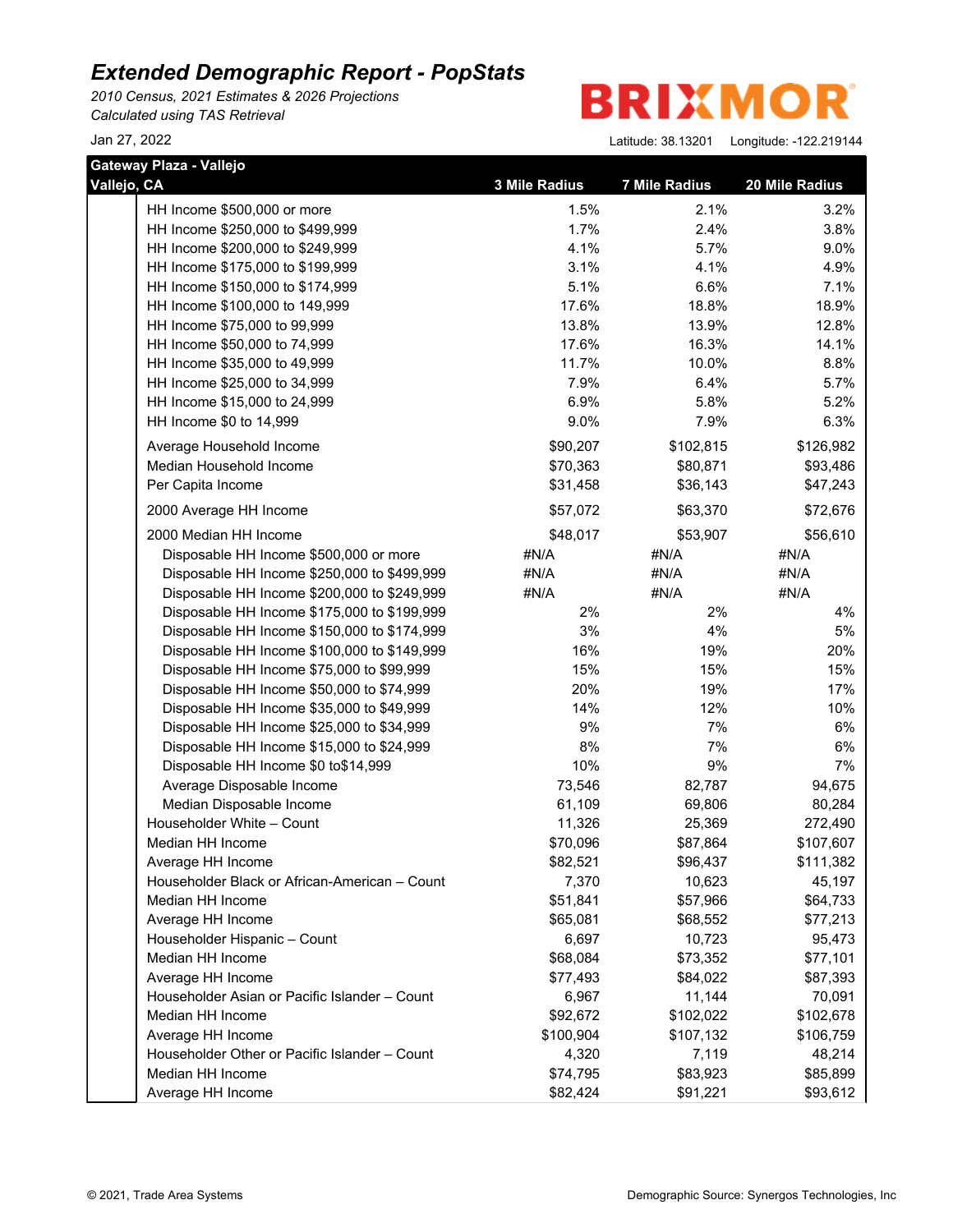# Extended Demographic Report - PopStats

*2010 Census, 2021 Estimates & 2026 Projections*
*Calculated using TAS Retrieval*

Jan 27, 2022

BRIXMOR

Latitude: 38.13201 Longitude: -122.219144

| Gateway Plaza - Vallejo<br>Vallejo, CA | 3 Mile Radius | 7 Mile Radius | 20 Mile Radius |
|---|---|---|---|
| HH Income $500,000 or more | 1.5% | 2.1% | 3.2% |
| HH Income $250,000 to $499,999 | 1.7% | 2.4% | 3.8% |
| HH Income $200,000 to $249,999 | 4.1% | 5.7% | 9.0% |
| HH Income $175,000 to $199,999 | 3.1% | 4.1% | 4.9% |
| HH Income $150,000 to $174,999 | 5.1% | 6.6% | 7.1% |
| HH Income $100,000 to 149,999 | 17.6% | 18.8% | 18.9% |
| HH Income $75,000 to 99,999 | 13.8% | 13.9% | 12.8% |
| HH Income $50,000 to 74,999 | 17.6% | 16.3% | 14.1% |
| HH Income $35,000 to 49,999 | 11.7% | 10.0% | 8.8% |
| HH Income $25,000 to 34,999 | 7.9% | 6.4% | 5.7% |
| HH Income $15,000 to 24,999 | 6.9% | 5.8% | 5.2% |
| HH Income $0 to 14,999 | 9.0% | 7.9% | 6.3% |
| Average Household Income | $90,207 | $102,815 | $126,982 |
| Median Household Income | $70,363 | $80,871 | $93,486 |
| Per Capita Income | $31,458 | $36,143 | $47,243 |
| 2000 Average HH Income | $57,072 | $63,370 | $72,676 |
| 2000 Median HH Income | $48,017 | $53,907 | $56,610 |
| Disposable HH Income $500,000 or more | #N/A | #N/A | #N/A |
| Disposable HH Income $250,000 to $499,999 | #N/A | #N/A | #N/A |
| Disposable HH Income $200,000 to $249,999 | #N/A | #N/A | #N/A |
| Disposable HH Income $175,000 to $199,999 | 2% | 2% | 4% |
| Disposable HH Income $150,000 to $174,999 | 3% | 4% | 5% |
| Disposable HH Income $100,000 to $149,999 | 16% | 19% | 20% |
| Disposable HH Income $75,000 to $99,999 | 15% | 15% | 15% |
| Disposable HH Income $50,000 to $74,999 | 20% | 19% | 17% |
| Disposable HH Income $35,000 to $49,999 | 14% | 12% | 10% |
| Disposable HH Income $25,000 to $34,999 | 9% | 7% | 6% |
| Disposable HH Income $15,000 to $24,999 | 8% | 7% | 6% |
| Disposable HH Income $0 to$14,999 | 10% | 9% | 7% |
| Average Disposable Income | 73,546 | 82,787 | 94,675 |
| Median Disposable Income | 61,109 | 69,806 | 80,284 |
| Householder White – Count | 11,326 | 25,369 | 272,490 |
| Median HH Income | $70,096 | $87,864 | $107,607 |
| Average HH Income | $82,521 | $96,437 | $111,382 |
| Householder Black or African-American – Count | 7,370 | 10,623 | 45,197 |
| Median HH Income | $51,841 | $57,966 | $64,733 |
| Average HH Income | $65,081 | $68,552 | $77,213 |
| Householder Hispanic – Count | 6,697 | 10,723 | 95,473 |
| Median HH Income | $68,084 | $73,352 | $77,101 |
| Average HH Income | $77,493 | $84,022 | $87,393 |
| Householder Asian or Pacific Islander – Count | 6,967 | 11,144 | 70,091 |
| Median HH Income | $92,672 | $102,022 | $102,678 |
| Average HH Income | $100,904 | $107,132 | $106,759 |
| Householder Other or Pacific Islander – Count | 4,320 | 7,119 | 48,214 |
| Median HH Income | $74,795 | $83,923 | $85,899 |
| Average HH Income | $82,424 | $91,221 | $93,612 |

© 2021, Trade Area Systems

Demographic Source: Synergos Technologies, Inc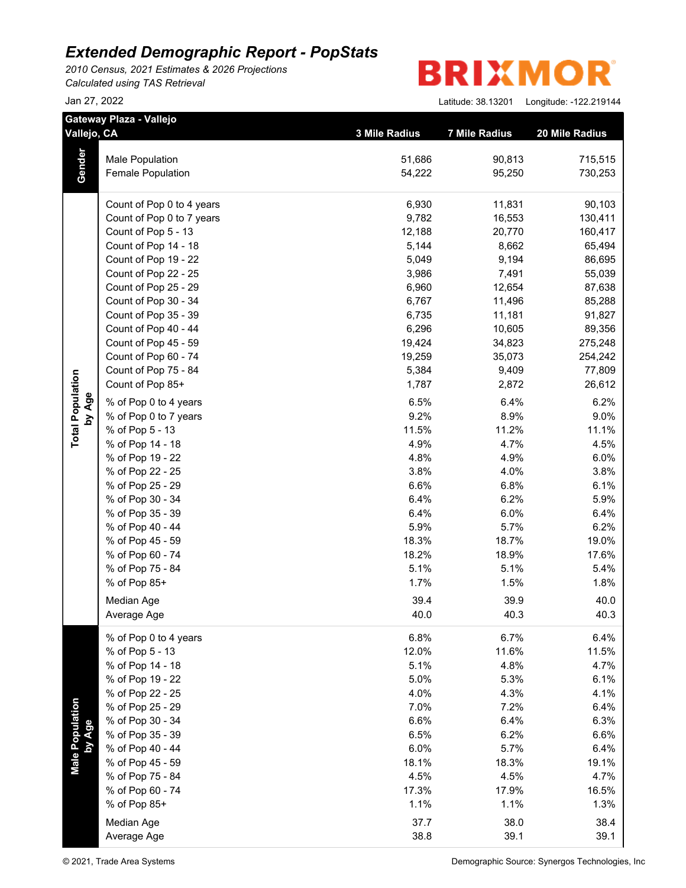# *Extended Demographic Report - PopStats*

*2010 Census, 2021 Estimates & 2026 Projections*
*Calculated using TAS Retrieval*

Jan 27, 2022

BRIXMOR

Latitude: 38.13201 Longitude: -122.219144

**Gateway Plaza - Vallejo**
**Vallejo, CA**

| Section | | 3 Mile Radius | 7 Mile Radius | 20 Mile Radius |
|---|---|---|---|---|
| **Gender** | Male Population | 51,686 | 90,813 | 715,515 |
| | Female Population | 54,222 | 95,250 | 730,253 |
| **Total Population by Age** | Count of Pop 0 to 4 years | 6,930 | 11,831 | 90,103 |
| | Count of Pop 0 to 7 years | 9,782 | 16,553 | 130,411 |
| | Count of Pop 5 - 13 | 12,188 | 20,770 | 160,417 |
| | Count of Pop 14 - 18 | 5,144 | 8,662 | 65,494 |
| | Count of Pop 19 - 22 | 5,049 | 9,194 | 86,695 |
| | Count of Pop 22 - 25 | 3,986 | 7,491 | 55,039 |
| | Count of Pop 25 - 29 | 6,960 | 12,654 | 87,638 |
| | Count of Pop 30 - 34 | 6,767 | 11,496 | 85,288 |
| | Count of Pop 35 - 39 | 6,735 | 11,181 | 91,827 |
| | Count of Pop 40 - 44 | 6,296 | 10,605 | 89,356 |
| | Count of Pop 45 - 59 | 19,424 | 34,823 | 275,248 |
| | Count of Pop 60 - 74 | 19,259 | 35,073 | 254,242 |
| | Count of Pop 75 - 84 | 5,384 | 9,409 | 77,809 |
| | Count of Pop 85+ | 1,787 | 2,872 | 26,612 |
| | % of Pop 0 to 4 years | 6.5% | 6.4% | 6.2% |
| | % of Pop 0 to 7 years | 9.2% | 8.9% | 9.0% |
| | % of Pop 5 - 13 | 11.5% | 11.2% | 11.1% |
| | % of Pop 14 - 18 | 4.9% | 4.7% | 4.5% |
| | % of Pop 19 - 22 | 4.8% | 4.9% | 6.0% |
| | % of Pop 22 - 25 | 3.8% | 4.0% | 3.8% |
| | % of Pop 25 - 29 | 6.6% | 6.8% | 6.1% |
| | % of Pop 30 - 34 | 6.4% | 6.2% | 5.9% |
| | % of Pop 35 - 39 | 6.4% | 6.0% | 6.4% |
| | % of Pop 40 - 44 | 5.9% | 5.7% | 6.2% |
| | % of Pop 45 - 59 | 18.3% | 18.7% | 19.0% |
| | % of Pop 60 - 74 | 18.2% | 18.9% | 17.6% |
| | % of Pop 75 - 84 | 5.1% | 5.1% | 5.4% |
| | % of Pop 85+ | 1.7% | 1.5% | 1.8% |
| | Median Age | 39.4 | 39.9 | 40.0 |
| | Average Age | 40.0 | 40.3 | 40.3 |
| **Male Population by Age** | % of Pop 0 to 4 years | 6.8% | 6.7% | 6.4% |
| | % of Pop 5 - 13 | 12.0% | 11.6% | 11.5% |
| | % of Pop 14 - 18 | 5.1% | 4.8% | 4.7% |
| | % of Pop 19 - 22 | 5.0% | 5.3% | 6.1% |
| | % of Pop 22 - 25 | 4.0% | 4.3% | 4.1% |
| | % of Pop 25 - 29 | 7.0% | 7.2% | 6.4% |
| | % of Pop 30 - 34 | 6.6% | 6.4% | 6.3% |
| | % of Pop 35 - 39 | 6.5% | 6.2% | 6.6% |
| | % of Pop 40 - 44 | 6.0% | 5.7% | 6.4% |
| | % of Pop 45 - 59 | 18.1% | 18.3% | 19.1% |
| | % of Pop 75 - 84 | 4.5% | 4.5% | 4.7% |
| | % of Pop 60 - 74 | 17.3% | 17.9% | 16.5% |
| | % of Pop 85+ | 1.1% | 1.1% | 1.3% |
| | Median Age | 37.7 | 38.0 | 38.4 |
| | Average Age | 38.8 | 39.1 | 39.1 |

© 2021, Trade Area Systems

Demographic Source: Synergos Technologies, Inc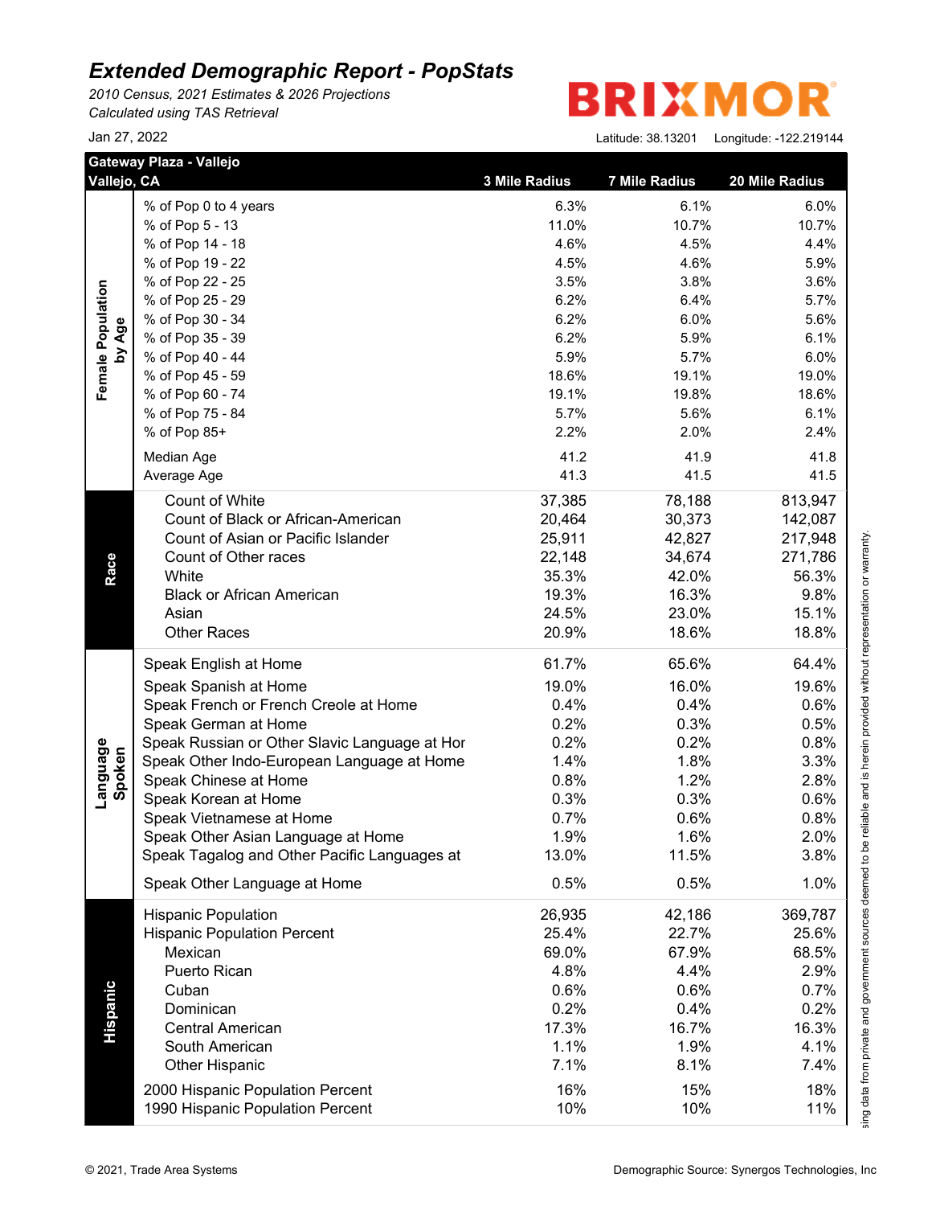# Extended Demographic Report - PopStats

*2010 Census, 2021 Estimates & 2026 Projections*
*Calculated using TAS Retrieval*

BRIXMOR

Jan 27, 2022

Latitude: 38.13201 Longitude: -122.219144

| Gateway Plaza - Vallejo<br>Vallejo, CA | | 3 Mile Radius | 7 Mile Radius | 20 Mile Radius |
|---|---|---|---|---|
| Female Population by Age | % of Pop 0 to 4 years | 6.3% | 6.1% | 6.0% |
| | % of Pop 5 - 13 | 11.0% | 10.7% | 10.7% |
| | % of Pop 14 - 18 | 4.6% | 4.5% | 4.4% |
| | % of Pop 19 - 22 | 4.5% | 4.6% | 5.9% |
| | % of Pop 22 - 25 | 3.5% | 3.8% | 3.6% |
| | % of Pop 25 - 29 | 6.2% | 6.4% | 5.7% |
| | % of Pop 30 - 34 | 6.2% | 6.0% | 5.6% |
| | % of Pop 35 - 39 | 6.2% | 5.9% | 6.1% |
| | % of Pop 40 - 44 | 5.9% | 5.7% | 6.0% |
| | % of Pop 45 - 59 | 18.6% | 19.1% | 19.0% |
| | % of Pop 60 - 74 | 19.1% | 19.8% | 18.6% |
| | % of Pop 75 - 84 | 5.7% | 5.6% | 6.1% |
| | % of Pop 85+ | 2.2% | 2.0% | 2.4% |
| | Median Age | 41.2 | 41.9 | 41.8 |
| | Average Age | 41.3 | 41.5 | 41.5 |
| Race | Count of White | 37,385 | 78,188 | 813,947 |
| | Count of Black or African-American | 20,464 | 30,373 | 142,087 |
| | Count of Asian or Pacific Islander | 25,911 | 42,827 | 217,948 |
| | Count of Other races | 22,148 | 34,674 | 271,786 |
| | White | 35.3% | 42.0% | 56.3% |
| | Black or African American | 19.3% | 16.3% | 9.8% |
| | Asian | 24.5% | 23.0% | 15.1% |
| | Other Races | 20.9% | 18.6% | 18.8% |
| Language Spoken | Speak English at Home | 61.7% | 65.6% | 64.4% |
| | Speak Spanish at Home | 19.0% | 16.0% | 19.6% |
| | Speak French or French Creole at Home | 0.4% | 0.4% | 0.6% |
| | Speak German at Home | 0.2% | 0.3% | 0.5% |
| | Speak Russian or Other Slavic Language at Hor | 0.2% | 0.2% | 0.8% |
| | Speak Other Indo-European Language at Home | 1.4% | 1.8% | 3.3% |
| | Speak Chinese at Home | 0.8% | 1.2% | 2.8% |
| | Speak Korean at Home | 0.3% | 0.3% | 0.6% |
| | Speak Vietnamese at Home | 0.7% | 0.6% | 0.8% |
| | Speak Other Asian Language at Home | 1.9% | 1.6% | 2.0% |
| | Speak Tagalog and Other Pacific Languages at | 13.0% | 11.5% | 3.8% |
| | Speak Other Language at Home | 0.5% | 0.5% | 1.0% |
| Hispanic | Hispanic Population | 26,935 | 42,186 | 369,787 |
| | Hispanic Population Percent | 25.4% | 22.7% | 25.6% |
| | Mexican | 69.0% | 67.9% | 68.5% |
| | Puerto Rican | 4.8% | 4.4% | 2.9% |
| | Cuban | 0.6% | 0.6% | 0.7% |
| | Dominican | 0.2% | 0.4% | 0.2% |
| | Central American | 17.3% | 16.7% | 16.3% |
| | South American | 1.1% | 1.9% | 4.1% |
| | Other Hispanic | 7.1% | 8.1% | 7.4% |
| | 2000 Hispanic Population Percent | 16% | 15% | 18% |
| | 1990 Hispanic Population Percent | 10% | 10% | 11% |

sing data from private and government sources deemed to be reliable and is herein provided without representation or warranty.

© 2021, Trade Area Systems

Demographic Source: Synergos Technologies, Inc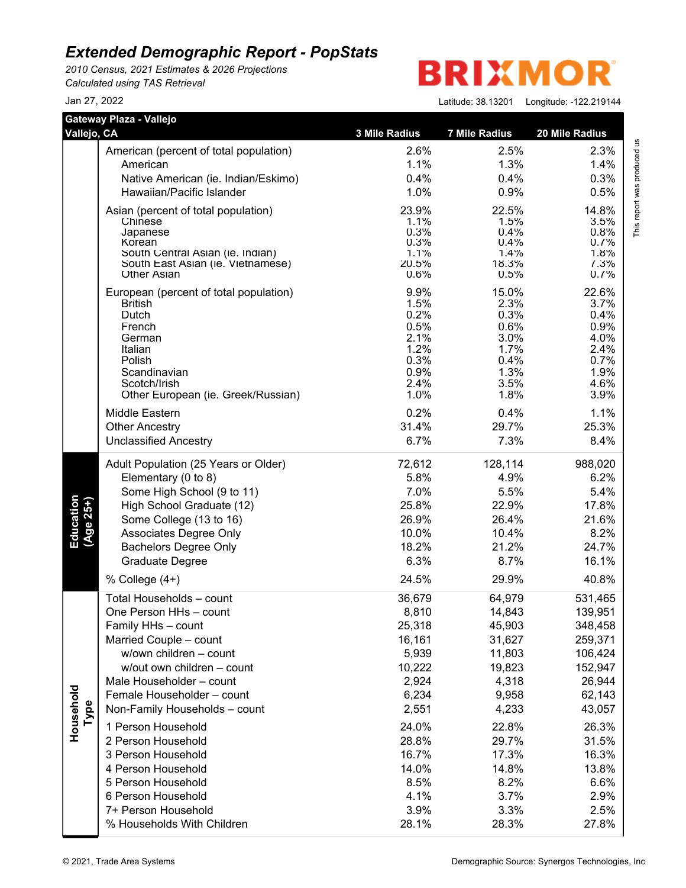# Extended Demographic Report - PopStats

*2010 Census, 2021 Estimates & 2026 Projections*
*Calculated using TAS Retrieval*

Jan 27, 2022

BRIXMOR

Latitude: 38.13201 Longitude: -122.219144

| Gateway Plaza - Vallejo<br>Vallejo, CA | | 3 Mile Radius | 7 Mile Radius | 20 Mile Radius |
|---|---|---|---|---|
| | American (percent of total population) | 2.6% | 2.5% | 2.3% |
| | American | 1.1% | 1.3% | 1.4% |
| | Native American (ie. Indian/Eskimo) | 0.4% | 0.4% | 0.3% |
| | Hawaiian/Pacific Islander | 1.0% | 0.9% | 0.5% |
| | Asian (percent of total population) | 23.9% | 22.5% | 14.8% |
| | Chinese | 1.1% | 1.5% | 3.5% |
| | Japanese | 0.3% | 0.4% | 0.8% |
| | Korean | 0.3% | 0.4% | 0.7% |
| | South Central Asian (ie. Indian) | 1.1% | 1.4% | 1.8% |
| | South East Asian (ie. Vietnamese) | 20.5% | 18.3% | 7.3% |
| | Other Asian | 0.6% | 0.5% | 0.7% |
| | European (percent of total population) | 9.9% | 15.0% | 22.6% |
| | British | 1.5% | 2.3% | 3.7% |
| | Dutch | 0.2% | 0.3% | 0.4% |
| | French | 0.5% | 0.6% | 0.9% |
| | German | 2.1% | 3.0% | 4.0% |
| | Italian | 1.2% | 1.7% | 2.4% |
| | Polish | 0.3% | 0.4% | 0.7% |
| | Scandinavian | 0.9% | 1.3% | 1.9% |
| | Scotch/Irish | 2.4% | 3.5% | 4.6% |
| | Other European (ie. Greek/Russian) | 1.0% | 1.8% | 3.9% |
| | Middle Eastern | 0.2% | 0.4% | 1.1% |
| | Other Ancestry | 31.4% | 29.7% | 25.3% |
| | Unclassified Ancestry | 6.7% | 7.3% | 8.4% |
| **Education (Age 25+)** | Adult Population (25 Years or Older) | 72,612 | 128,114 | 988,020 |
| | Elementary (0 to 8) | 5.8% | 4.9% | 6.2% |
| | Some High School (9 to 11) | 7.0% | 5.5% | 5.4% |
| | High School Graduate (12) | 25.8% | 22.9% | 17.8% |
| | Some College (13 to 16) | 26.9% | 26.4% | 21.6% |
| | Associates Degree Only | 10.0% | 10.4% | 8.2% |
| | Bachelors Degree Only | 18.2% | 21.2% | 24.7% |
| | Graduate Degree | 6.3% | 8.7% | 16.1% |
| | % College (4+) | 24.5% | 29.9% | 40.8% |
| **Household Type** | Total Households – count | 36,679 | 64,979 | 531,465 |
| | One Person HHs – count | 8,810 | 14,843 | 139,951 |
| | Family HHs – count | 25,318 | 45,903 | 348,458 |
| | Married Couple – count | 16,161 | 31,627 | 259,371 |
| | w/own children – count | 5,939 | 11,803 | 106,424 |
| | w/out own children – count | 10,222 | 19,823 | 152,947 |
| | Male Householder – count | 2,924 | 4,318 | 26,944 |
| | Female Householder – count | 6,234 | 9,958 | 62,143 |
| | Non-Family Households – count | 2,551 | 4,233 | 43,057 |
| | 1 Person Household | 24.0% | 22.8% | 26.3% |
| | 2 Person Household | 28.8% | 29.7% | 31.5% |
| | 3 Person Household | 16.7% | 17.3% | 16.3% |
| | 4 Person Household | 14.0% | 14.8% | 13.8% |
| | 5 Person Household | 8.5% | 8.2% | 6.6% |
| | 6 Person Household | 4.1% | 3.7% | 2.9% |
| | 7+ Person Household | 3.9% | 3.3% | 2.5% |
| | % Households With Children | 28.1% | 28.3% | 27.8% |

This report was produced us

© 2021, Trade Area Systems

Demographic Source: Synergos Technologies, Inc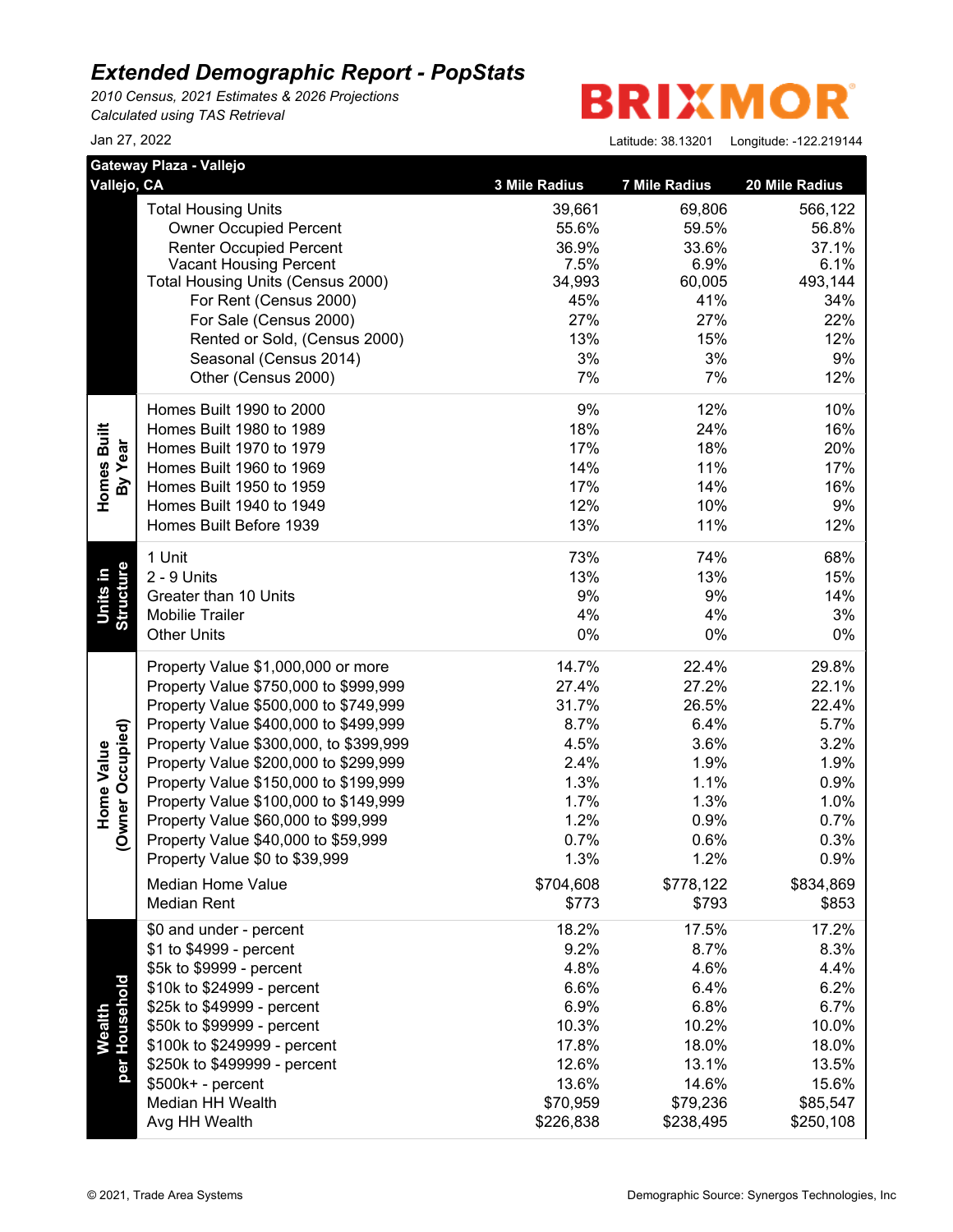# Extended Demographic Report - PopStats

*2010 Census, 2021 Estimates & 2026 Projections*
*Calculated using TAS Retrieval*

Jan 27, 2022

BRIXMOR

Latitude: 38.13201 Longitude: -122.219144

| | Gateway Plaza - Vallejo<br>Vallejo, CA | 3 Mile Radius | 7 Mile Radius | 20 Mile Radius |
|---|---|---|---|---|
| | Total Housing Units | 39,661 | 69,806 | 566,122 |
| | Owner Occupied Percent | 55.6% | 59.5% | 56.8% |
| | Renter Occupied Percent | 36.9% | 33.6% | 37.1% |
| | Vacant Housing Percent | 7.5% | 6.9% | 6.1% |
| | Total Housing Units (Census 2000) | 34,993 | 60,005 | 493,144 |
| | For Rent (Census 2000) | 45% | 41% | 34% |
| | For Sale (Census 2000) | 27% | 27% | 22% |
| | Rented or Sold, (Census 2000) | 13% | 15% | 12% |
| | Seasonal (Census 2014) | 3% | 3% | 9% |
| | Other (Census 2000) | 7% | 7% | 12% |
| Homes Built By Year | Homes Built 1990 to 2000 | 9% | 12% | 10% |
| | Homes Built 1980 to 1989 | 18% | 24% | 16% |
| | Homes Built 1970 to 1979 | 17% | 18% | 20% |
| | Homes Built 1960 to 1969 | 14% | 11% | 17% |
| | Homes Built 1950 to 1959 | 17% | 14% | 16% |
| | Homes Built 1940 to 1949 | 12% | 10% | 9% |
| | Homes Built Before 1939 | 13% | 11% | 12% |
| Units in Structure | 1 Unit | 73% | 74% | 68% |
| | 2 - 9 Units | 13% | 13% | 15% |
| | Greater than 10 Units | 9% | 9% | 14% |
| | Mobilie Trailer | 4% | 4% | 3% |
| | Other Units | 0% | 0% | 0% |
| Home Value (Owner Occupied) | Property Value $1,000,000 or more | 14.7% | 22.4% | 29.8% |
| | Property Value $750,000 to $999,999 | 27.4% | 27.2% | 22.1% |
| | Property Value $500,000 to $749,999 | 31.7% | 26.5% | 22.4% |
| | Property Value $400,000 to $499,999 | 8.7% | 6.4% | 5.7% |
| | Property Value $300,000, to $399,999 | 4.5% | 3.6% | 3.2% |
| | Property Value $200,000 to $299,999 | 2.4% | 1.9% | 1.9% |
| | Property Value $150,000 to $199,999 | 1.3% | 1.1% | 0.9% |
| | Property Value $100,000 to $149,999 | 1.7% | 1.3% | 1.0% |
| | Property Value $60,000 to $99,999 | 1.2% | 0.9% | 0.7% |
| | Property Value $40,000 to $59,999 | 0.7% | 0.6% | 0.3% |
| | Property Value $0 to $39,999 | 1.3% | 1.2% | 0.9% |
| | Median Home Value | $704,608 | $778,122 | $834,869 |
| | Median Rent | $773 | $793 | $853 |
| Wealth per Household | $0 and under - percent | 18.2% | 17.5% | 17.2% |
| | $1 to $4999 - percent | 9.2% | 8.7% | 8.3% |
| | $5k to $9999 - percent | 4.8% | 4.6% | 4.4% |
| | $10k to $24999 - percent | 6.6% | 6.4% | 6.2% |
| | $25k to $49999 - percent | 6.9% | 6.8% | 6.7% |
| | $50k to $99999 - percent | 10.3% | 10.2% | 10.0% |
| | $100k to $249999 - percent | 17.8% | 18.0% | 18.0% |
| | $250k to $499999 - percent | 12.6% | 13.1% | 13.5% |
| | $500k+ - percent | 13.6% | 14.6% | 15.6% |
| | Median HH Wealth | $70,959 | $79,236 | $85,547 |
| | Avg HH Wealth | $226,838 | $238,495 | $250,108 |

© 2021, Trade Area Systems

Demographic Source: Synergos Technologies, Inc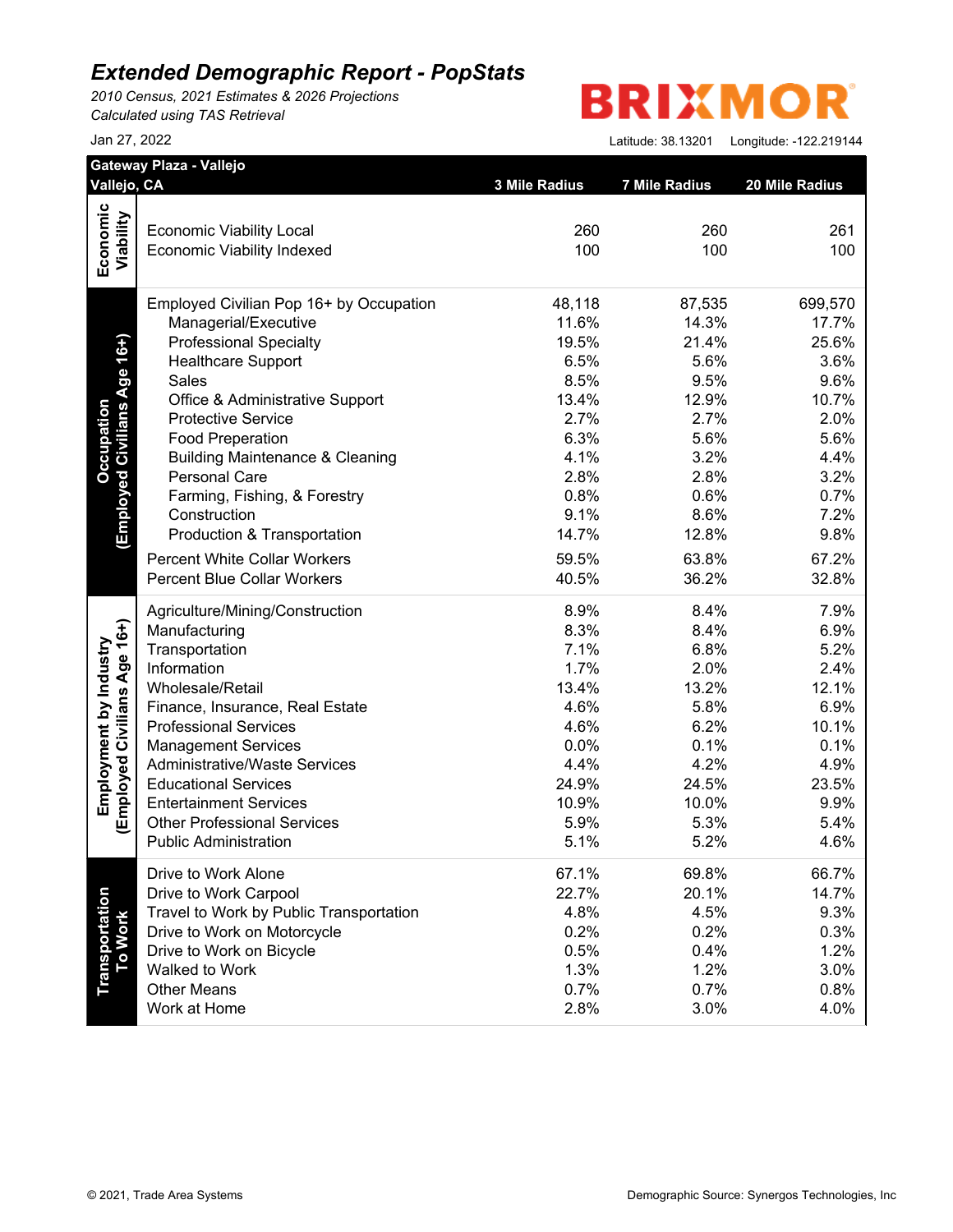# Extended Demographic Report - PopStats

*2010 Census, 2021 Estimates & 2026 Projections*
*Calculated using TAS Retrieval*

BRIXMOR

Jan 27, 2022

Latitude: 38.13201 Longitude: -122.219144

**Gateway Plaza - Vallejo**
**Vallejo, CA**

| Section | Item | 3 Mile Radius | 7 Mile Radius | 20 Mile Radius |
|---|---|---|---|---|
| Economic Viability | Economic Viability Local | 260 | 260 | 261 |
| | Economic Viability Indexed | 100 | 100 | 100 |
| Occupation (Employed Civilians Age 16+) | Employed Civilian Pop 16+ by Occupation | 48,118 | 87,535 | 699,570 |
| | Managerial/Executive | 11.6% | 14.3% | 17.7% |
| | Professional Specialty | 19.5% | 21.4% | 25.6% |
| | Healthcare Support | 6.5% | 5.6% | 3.6% |
| | Sales | 8.5% | 9.5% | 9.6% |
| | Office & Administrative Support | 13.4% | 12.9% | 10.7% |
| | Protective Service | 2.7% | 2.7% | 2.0% |
| | Food Preperation | 6.3% | 5.6% | 5.6% |
| | Building Maintenance & Cleaning | 4.1% | 3.2% | 4.4% |
| | Personal Care | 2.8% | 2.8% | 3.2% |
| | Farming, Fishing, & Forestry | 0.8% | 0.6% | 0.7% |
| | Construction | 9.1% | 8.6% | 7.2% |
| | Production & Transportation | 14.7% | 12.8% | 9.8% |
| | Percent White Collar Workers | 59.5% | 63.8% | 67.2% |
| | Percent Blue Collar Workers | 40.5% | 36.2% | 32.8% |
| Employment by Industry (Employed Civilians Age 16+) | Agriculture/Mining/Construction | 8.9% | 8.4% | 7.9% |
| | Manufacturing | 8.3% | 8.4% | 6.9% |
| | Transportation | 7.1% | 6.8% | 5.2% |
| | Information | 1.7% | 2.0% | 2.4% |
| | Wholesale/Retail | 13.4% | 13.2% | 12.1% |
| | Finance, Insurance, Real Estate | 4.6% | 5.8% | 6.9% |
| | Professional Services | 4.6% | 6.2% | 10.1% |
| | Management Services | 0.0% | 0.1% | 0.1% |
| | Administrative/Waste Services | 4.4% | 4.2% | 4.9% |
| | Educational Services | 24.9% | 24.5% | 23.5% |
| | Entertainment Services | 10.9% | 10.0% | 9.9% |
| | Other Professional Services | 5.9% | 5.3% | 5.4% |
| | Public Administration | 5.1% | 5.2% | 4.6% |
| Transportation To Work | Drive to Work Alone | 67.1% | 69.8% | 66.7% |
| | Drive to Work Carpool | 22.7% | 20.1% | 14.7% |
| | Travel to Work by Public Transportation | 4.8% | 4.5% | 9.3% |
| | Drive to Work on Motorcycle | 0.2% | 0.2% | 0.3% |
| | Drive to Work on Bicycle | 0.5% | 0.4% | 1.2% |
| | Walked to Work | 1.3% | 1.2% | 3.0% |
| | Other Means | 0.7% | 0.7% | 0.8% |
| | Work at Home | 2.8% | 3.0% | 4.0% |

© 2021, Trade Area Systems

Demographic Source: Synergos Technologies, Inc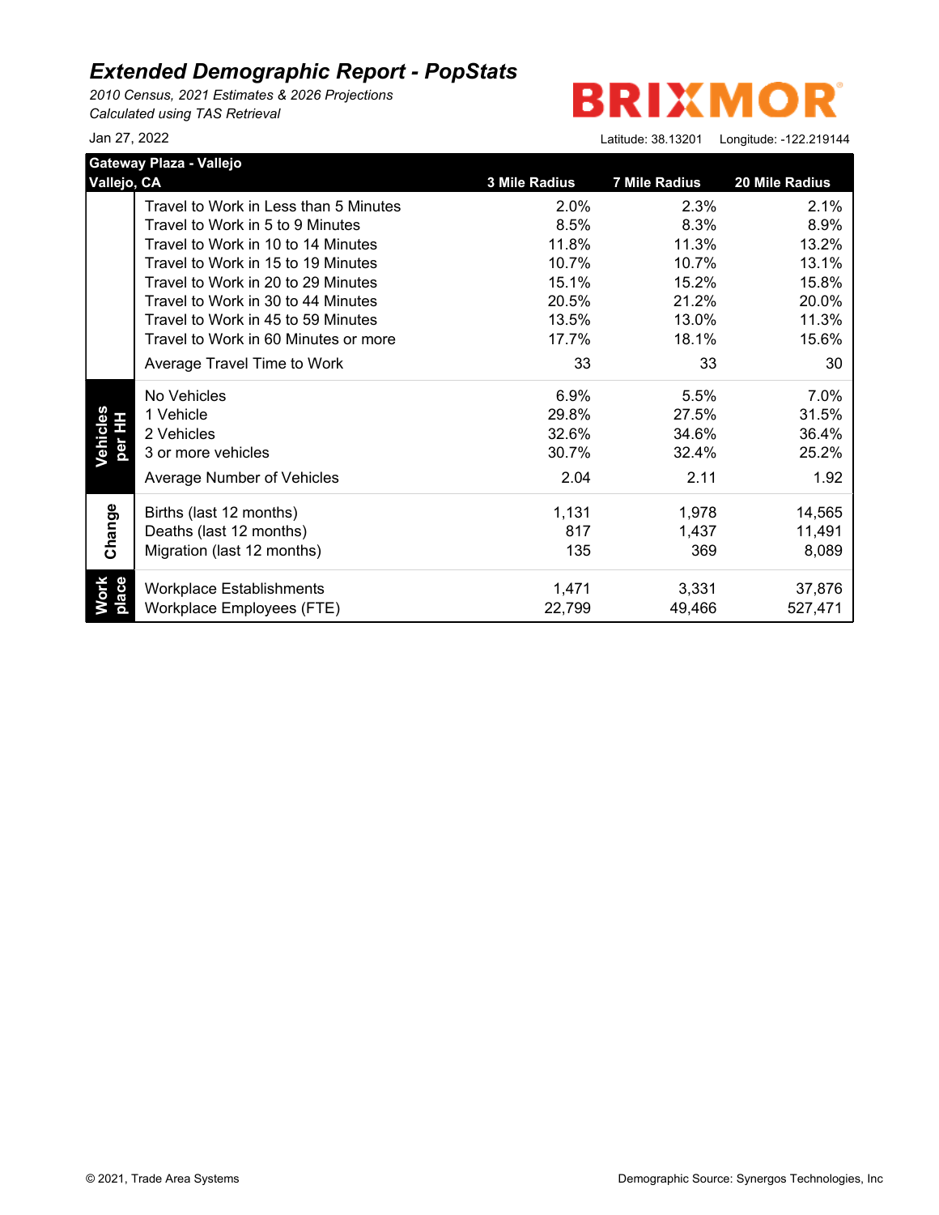# *Extended Demographic Report - PopStats*

*2010 Census, 2021 Estimates & 2026 Projections*
*Calculated using TAS Retrieval*

BRIXMOR

Jan 27, 2022

Latitude: 38.13201 Longitude: -122.219144

| Gateway Plaza - Vallejo<br>Vallejo, CA | | 3 Mile Radius | 7 Mile Radius | 20 Mile Radius |
|---|---|---|---|---|
| | Travel to Work in Less than 5 Minutes | 2.0% | 2.3% | 2.1% |
| | Travel to Work in 5 to 9 Minutes | 8.5% | 8.3% | 8.9% |
| | Travel to Work in 10 to 14 Minutes | 11.8% | 11.3% | 13.2% |
| | Travel to Work in 15 to 19 Minutes | 10.7% | 10.7% | 13.1% |
| | Travel to Work in 20 to 29 Minutes | 15.1% | 15.2% | 15.8% |
| | Travel to Work in 30 to 44 Minutes | 20.5% | 21.2% | 20.0% |
| | Travel to Work in 45 to 59 Minutes | 13.5% | 13.0% | 11.3% |
| | Travel to Work in 60 Minutes or more | 17.7% | 18.1% | 15.6% |
| | Average Travel Time to Work | 33 | 33 | 30 |
| Vehicles per HH | No Vehicles | 6.9% | 5.5% | 7.0% |
| | 1 Vehicle | 29.8% | 27.5% | 31.5% |
| | 2 Vehicles | 32.6% | 34.6% | 36.4% |
| | 3 or more vehicles | 30.7% | 32.4% | 25.2% |
| | Average Number of Vehicles | 2.04 | 2.11 | 1.92 |
| Change | Births (last 12 months) | 1,131 | 1,978 | 14,565 |
| | Deaths (last 12 months) | 817 | 1,437 | 11,491 |
| | Migration (last 12 months) | 135 | 369 | 8,089 |
| Work place | Workplace Establishments | 1,471 | 3,331 | 37,876 |
| | Workplace Employees (FTE) | 22,799 | 49,466 | 527,471 |

© 2021, Trade Area Systems

Demographic Source: Synergos Technologies, Inc